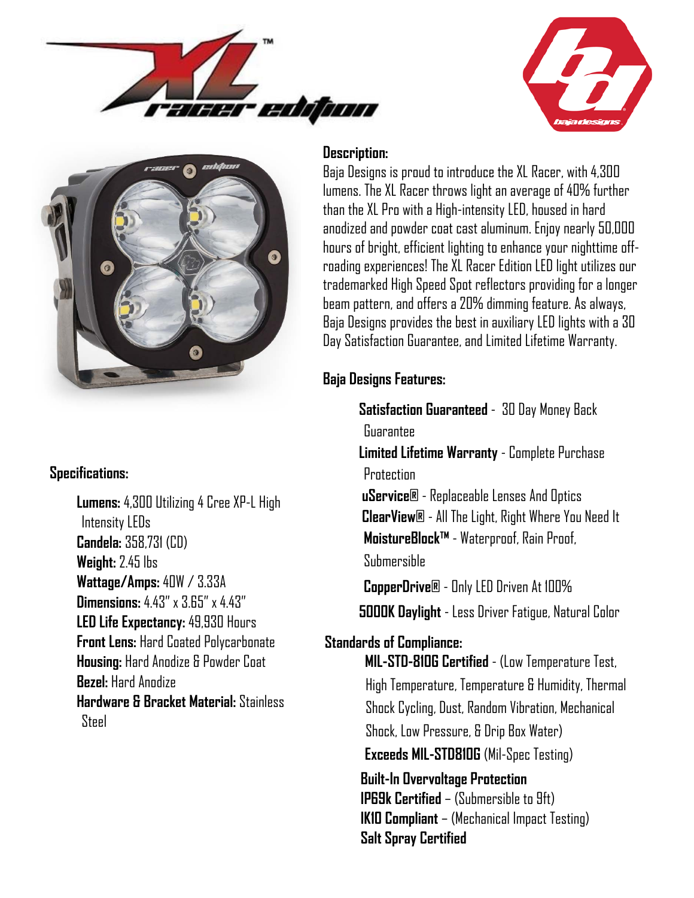## Description:

Baja Designs is proud to introduce the XL Racer, with 4,300 lumens. The XL Racer throws light an average of 40% further than the XL Pro with a High-intensity LED, housed in hard anodized and powder coat cast aluminum. Enjoy nearly 50,000 hours of bright, efficient lighting to enhance your nighttime off-roading experiences! The XL Racer Edition LED light utilizes our trademarked High Speed Spot reflectors providing for a longer beam pattern, and offers a 20% dimming feature. As always, Baja Designs provides the best in auxiliary LED lights with a 30 Day Satisfaction Guarantee, and Limited Lifetime Warranty.

## Baja Designs Features:

- **Satisfaction Guaranteed** - 30 Day Money Back Guarantee
- **Limited Lifetime Warranty** - Complete Purchase Protection
- **uService®** - Replaceable Lenses And Optics
- **ClearView®** - All The Light, Right Where You Need It
- **MoistureBlock™** - Waterproof, Rain Proof, Submersible
- **CopperDrive®** - Only LED Driven At 100%
- **5000K Daylight** - Less Driver Fatigue, Natural Color

## Standards of Compliance:

- **MIL-STD-810G Certified** - (Low Temperature Test, High Temperature, Temperature & Humidity, Thermal Shock Cycling, Dust, Random Vibration, Mechanical Shock, Low Pressure, & Drip Box Water)
- **Exceeds MIL-STD810G** (Mil-Spec Testing)
- **Built-In Overvoltage Protection**
- **IP69k Certified** – (Submersible to 9ft)
- **IK10 Compliant** – (Mechanical Impact Testing)
- **Salt Spray Certified**

## Specifications:

- **Lumens:** 4,300 Utilizing 4 Cree XP-L High Intensity LEDs
- **Candela:** 358,731 (CD)
- **Weight:** 2.45 lbs
- **Wattage/Amps:** 40W / 3.33A
- **Dimensions:** 4.43" x 3.65" x 4.43"
- **LED Life Expectancy:** 49,930 Hours
- **Front Lens:** Hard Coated Polycarbonate
- **Housing:** Hard Anodize & Powder Coat
- **Bezel:** Hard Anodize
- **Hardware & Bracket Material:** Stainless Steel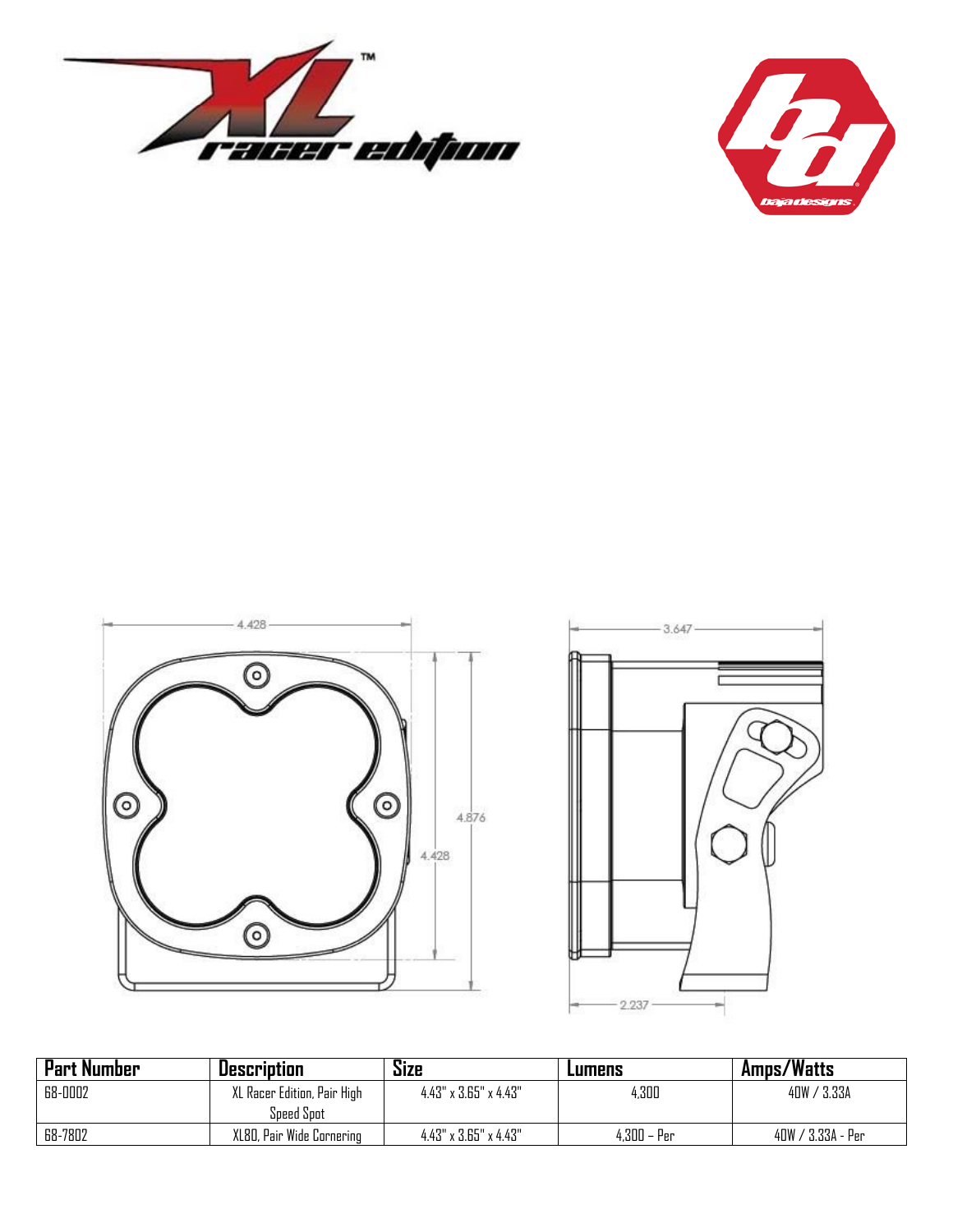| Part Number | Description | Size | Lumens | Amps/Watts |
| --- | --- | --- | --- | --- |
| 68-0002 | XL Racer Edition, Pair High Speed Spot | 4.43" x 3.65" x 4.43" | 4,300 | 40W / 3.33A |
| 68-7802 | XL80, Pair Wide Cornering | 4.43" x 3.65" x 4.43" | 4,300 – Per | 40W / 3.33A - Per |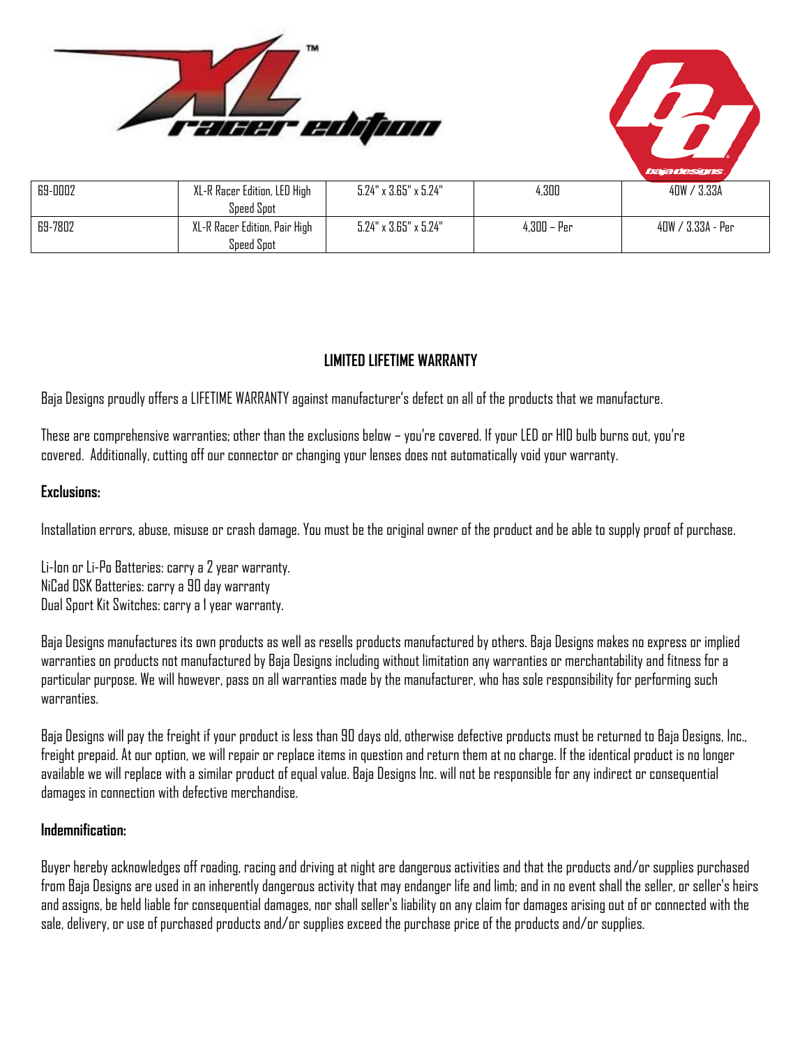| | | | | |
|---|---|---|---|---|
| 69-0002 | XL-R Racer Edition, LED High Speed Spot | 5.24" x 3.65" x 5.24" | 4,300 | 40W / 3.33A |
| 69-7802 | XL-R Racer Edition, Pair High Speed Spot | 5.24" x 3.65" x 5.24" | 4,300 – Per | 40W / 3.33A - Per |

## LIMITED LIFETIME WARRANTY

Baja Designs proudly offers a LIFETIME WARRANTY against manufacturer's defect on all of the products that we manufacture.

These are comprehensive warranties; other than the exclusions below – you're covered. If your LED or HID bulb burns out, you're covered. Additionally, cutting off our connector or changing your lenses does not automatically void your warranty.

**Exclusions:**

Installation errors, abuse, misuse or crash damage. You must be the original owner of the product and be able to supply proof of purchase.

Li-Ion or Li-Po Batteries: carry a 2 year warranty.
NiCad DSK Batteries: carry a 90 day warranty
Dual Sport Kit Switches: carry a 1 year warranty.

Baja Designs manufactures its own products as well as resells products manufactured by others. Baja Designs makes no express or implied warranties on products not manufactured by Baja Designs including without limitation any warranties or merchantability and fitness for a particular purpose. We will however, pass on all warranties made by the manufacturer, who has sole responsibility for performing such warranties.

Baja Designs will pay the freight if your product is less than 90 days old, otherwise defective products must be returned to Baja Designs, Inc., freight prepaid. At our option, we will repair or replace items in question and return them at no charge. If the identical product is no longer available we will replace with a similar product of equal value. Baja Designs Inc. will not be responsible for any indirect or consequential damages in connection with defective merchandise.

**Indemnification:**

Buyer hereby acknowledges off roading, racing and driving at night are dangerous activities and that the products and/or supplies purchased from Baja Designs are used in an inherently dangerous activity that may endanger life and limb; and in no event shall the seller, or seller's heirs and assigns, be held liable for consequential damages, nor shall seller's liability on any claim for damages arising out of or connected with the sale, delivery, or use of purchased products and/or supplies exceed the purchase price of the products and/or supplies.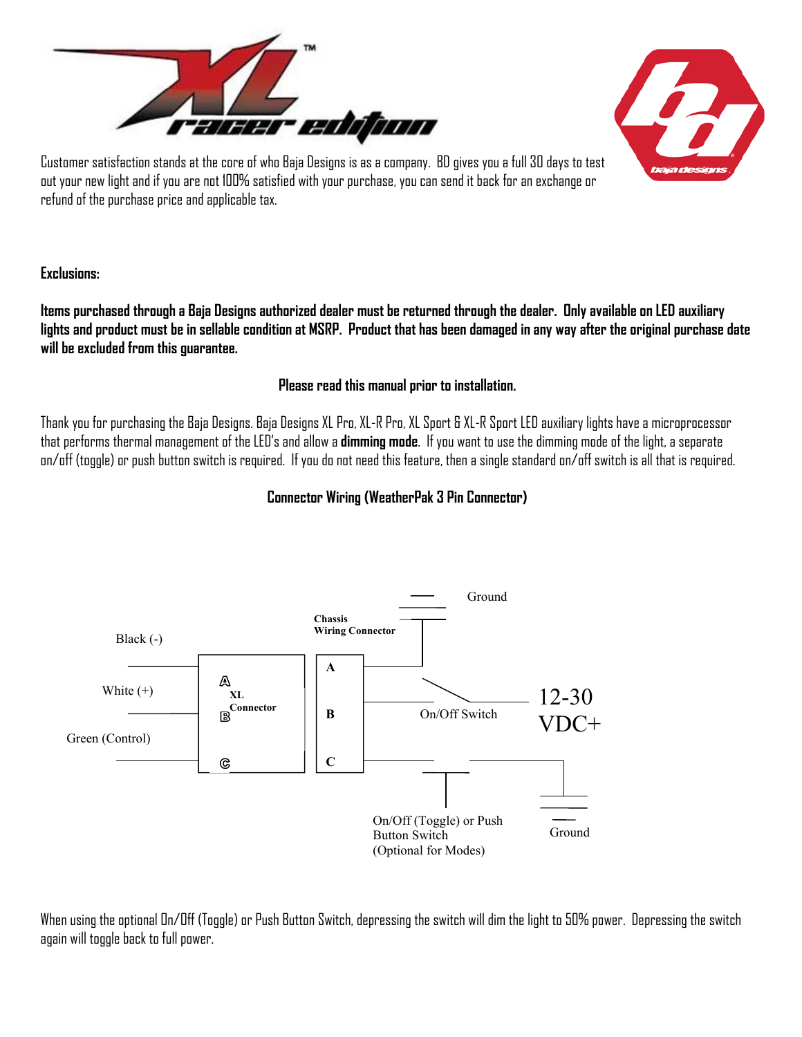Customer satisfaction stands at the core of who Baja Designs is as a company. BD gives you a full 30 days to test out your new light and if you are not 100% satisfied with your purchase, you can send it back for an exchange or refund of the purchase price and applicable tax.

**Exclusions:**

**Items purchased through a Baja Designs authorized dealer must be returned through the dealer. Only available on LED auxiliary lights and product must be in sellable condition at MSRP. Product that has been damaged in any way after the original purchase date will be excluded from this guarantee.**

**Please read this manual prior to installation.**

Thank you for purchasing the Baja Designs. Baja Designs XL Pro, XL-R Pro, XL Sport & XL-R Sport LED auxiliary lights have a microprocessor that performs thermal management of the LED's and allow a **dimming mode**. If you want to use the dimming mode of the light, a separate on/off (toggle) or push button switch is required. If you do not need this feature, then a single standard on/off switch is all that is required.

**Connector Wiring (WeatherPak 3 Pin Connector)**

Ground

Chassis Wiring Connector

Black (-)

White (+)

Green (Control)

A XL Connector B

C

A

B

C

On/Off Switch

12-30 VDC+

On/Off (Toggle) or Push Button Switch (Optional for Modes)

Ground

When using the optional On/Off (Toggle) or Push Button Switch, depressing the switch will dim the light to 50% power. Depressing the switch again will toggle back to full power.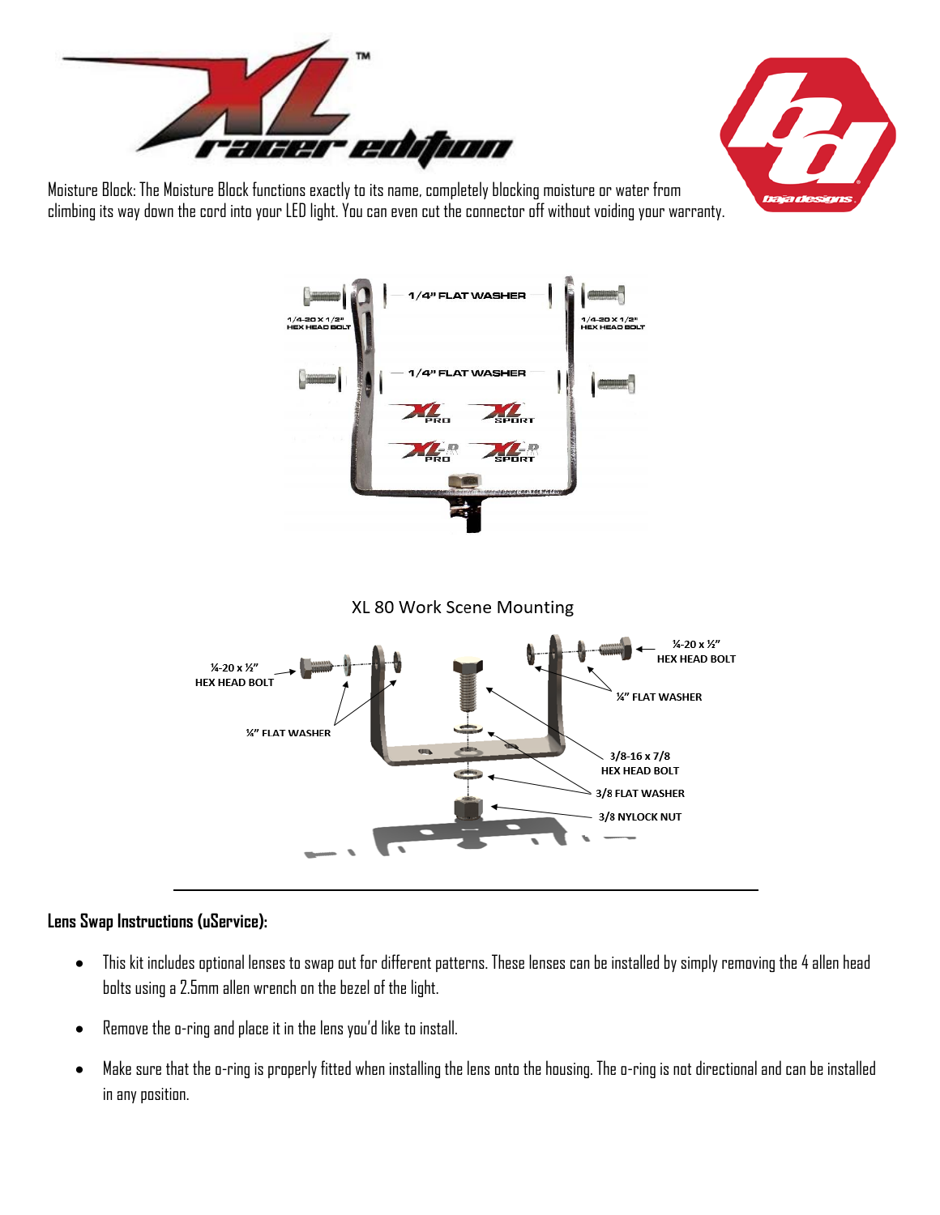Moisture Block: The Moisture Block functions exactly to its name, completely blocking moisture or water from climbing its way down the cord into your LED light. You can even cut the connector off without voiding your warranty.

1/4-20 X 1/2" HEX HEAD BOLT

1/4" FLAT WASHER

1/4-20 X 1/2" HEX HEAD BOLT

1/4" FLAT WASHER

XL PRO

XL SPORT

XL-R PRO

XL-R SPORT

XL 80 Work Scene Mounting

¼-20 x ½" HEX HEAD BOLT

¼-20 x ½" HEX HEAD BOLT

¼" FLAT WASHER

¼" FLAT WASHER

3/8-16 x 7/8 HEX HEAD BOLT

3/8 FLAT WASHER

3/8 NYLOCK NUT

---

**Lens Swap Instructions (uService):**

- This kit includes optional lenses to swap out for different patterns. These lenses can be installed by simply removing the 4 allen head bolts using a 2.5mm allen wrench on the bezel of the light.
- Remove the o-ring and place it in the lens you'd like to install.
- Make sure that the o-ring is properly fitted when installing the lens onto the housing. The o-ring is not directional and can be installed in any position.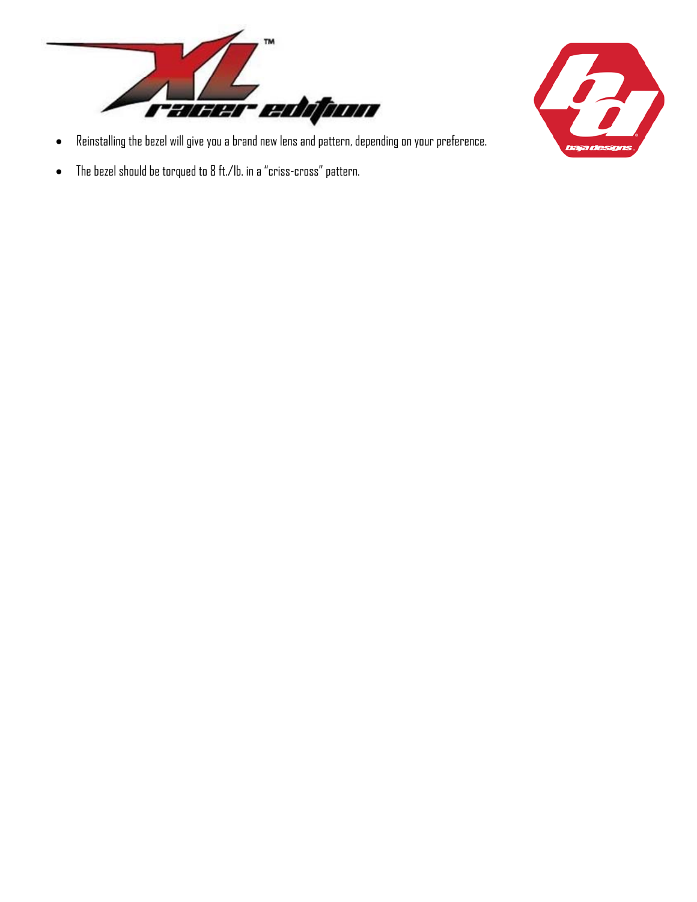- Reinstalling the bezel will give you a brand new lens and pattern, depending on your preference.
- The bezel should be torqued to 8 ft./lb. in a "criss-cross" pattern.